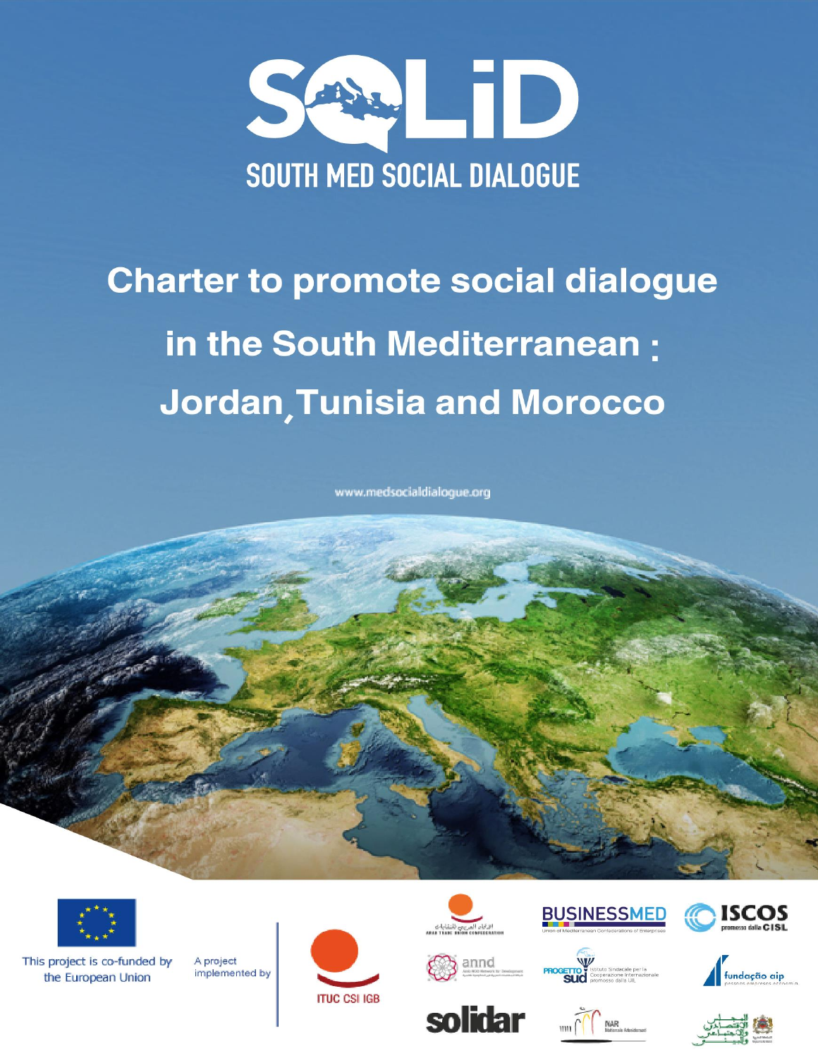# SOLiD

## SOUTH MED SOCIAL DIALOGUE

# Charter to promote social dialogue in the South Mediterranean : Jordan, Tunisia and Morocco

www.medsocialdialogue.org

This project is co-funded by the European Union

A project implemented by

ITUC CSI IGB

ARAB TRADE UNION CONFEDERATION

BUSINESSMED
Union of Mediterranean Confederations of Enterprises

ISCOS promosso dalla CISL

annd
Arab NGO Network for Development

PROGETTO SUD
Istituto Sindacale per la Cooperazione Internazionale promosso dalla UIL

fundação aip

solidar

INAR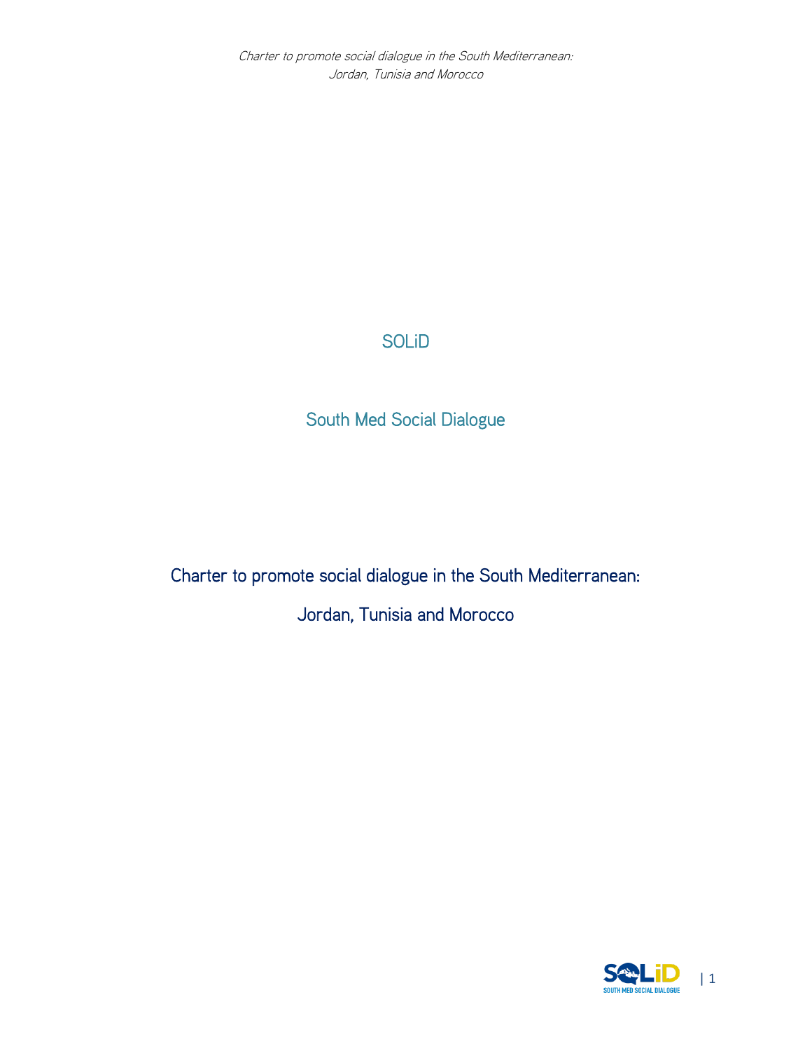SOLiD

South Med Social Dialogue

# Charter to promote social dialogue in the South Mediterranean: Jordan, Tunisia and Morocco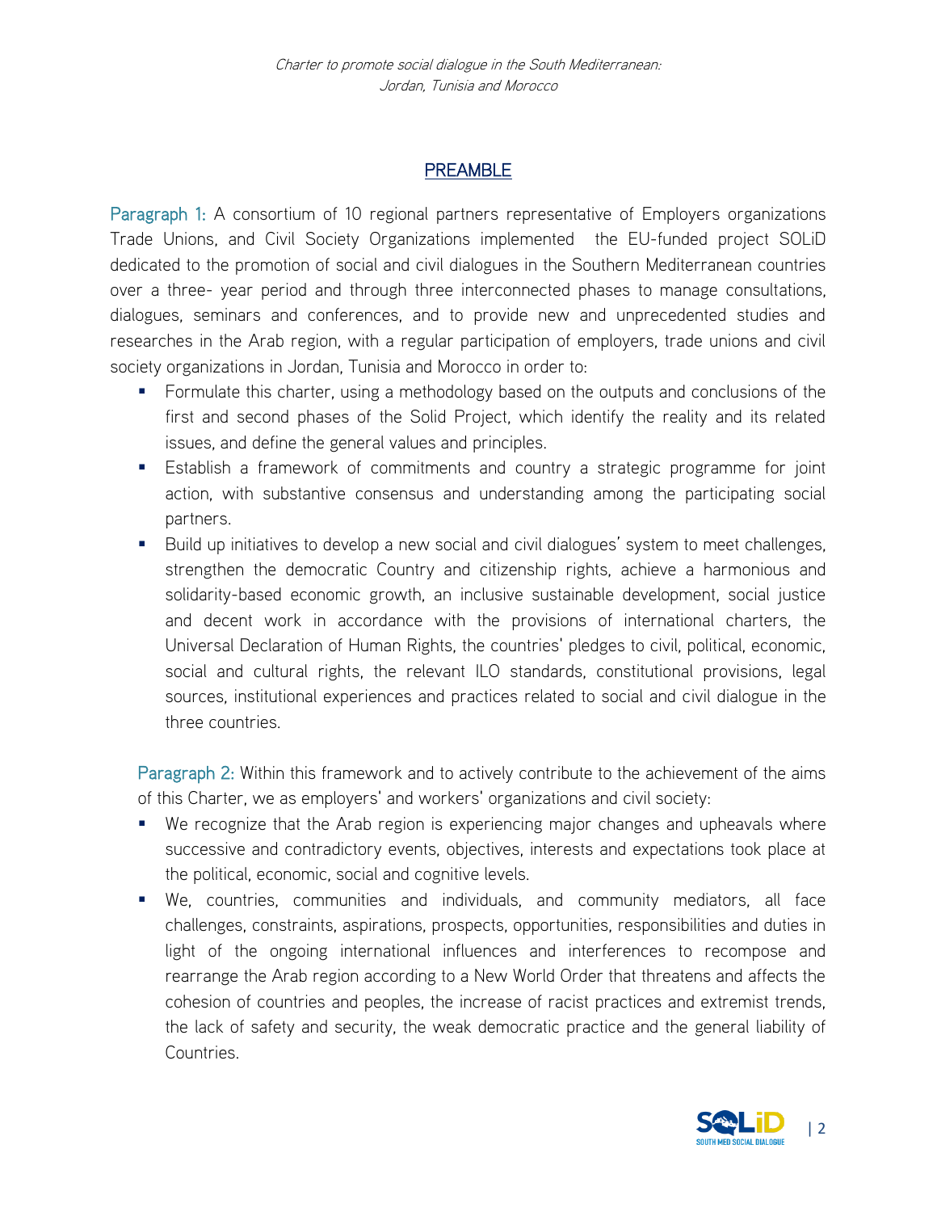## PREAMBLE

Paragraph 1: A consortium of 10 regional partners representative of Employers organizations Trade Unions, and Civil Society Organizations implemented the EU-funded project SOLiD dedicated to the promotion of social and civil dialogues in the Southern Mediterranean countries over a three- year period and through three interconnected phases to manage consultations, dialogues, seminars and conferences, and to provide new and unprecedented studies and researches in the Arab region, with a regular participation of employers, trade unions and civil society organizations in Jordan, Tunisia and Morocco in order to:

- Formulate this charter, using a methodology based on the outputs and conclusions of the first and second phases of the Solid Project, which identify the reality and its related issues, and define the general values and principles.
- Establish a framework of commitments and country a strategic programme for joint action, with substantive consensus and understanding among the participating social partners.
- Build up initiatives to develop a new social and civil dialogues' system to meet challenges, strengthen the democratic Country and citizenship rights, achieve a harmonious and solidarity-based economic growth, an inclusive sustainable development, social justice and decent work in accordance with the provisions of international charters, the Universal Declaration of Human Rights, the countries' pledges to civil, political, economic, social and cultural rights, the relevant ILO standards, constitutional provisions, legal sources, institutional experiences and practices related to social and civil dialogue in the three countries.

Paragraph 2: Within this framework and to actively contribute to the achievement of the aims of this Charter, we as employers' and workers' organizations and civil society:

- We recognize that the Arab region is experiencing major changes and upheavals where successive and contradictory events, objectives, interests and expectations took place at the political, economic, social and cognitive levels.
- We, countries, communities and individuals, and community mediators, all face challenges, constraints, aspirations, prospects, opportunities, responsibilities and duties in light of the ongoing international influences and interferences to recompose and rearrange the Arab region according to a New World Order that threatens and affects the cohesion of countries and peoples, the increase of racist practices and extremist trends, the lack of safety and security, the weak democratic practice and the general liability of Countries.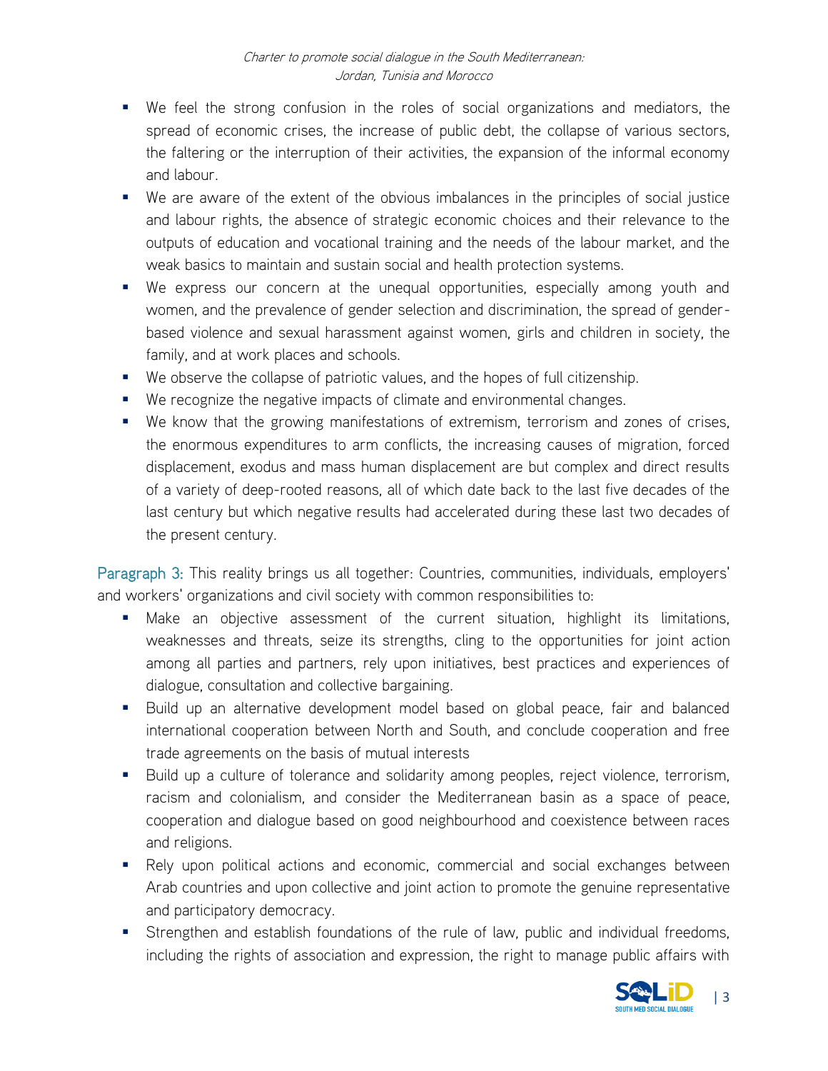- We feel the strong confusion in the roles of social organizations and mediators, the spread of economic crises, the increase of public debt, the collapse of various sectors, the faltering or the interruption of their activities, the expansion of the informal economy and labour.
- We are aware of the extent of the obvious imbalances in the principles of social justice and labour rights, the absence of strategic economic choices and their relevance to the outputs of education and vocational training and the needs of the labour market, and the weak basics to maintain and sustain social and health protection systems.
- We express our concern at the unequal opportunities, especially among youth and women, and the prevalence of gender selection and discrimination, the spread of gender-based violence and sexual harassment against women, girls and children in society, the family, and at work places and schools.
- We observe the collapse of patriotic values, and the hopes of full citizenship.
- We recognize the negative impacts of climate and environmental changes.
- We know that the growing manifestations of extremism, terrorism and zones of crises, the enormous expenditures to arm conflicts, the increasing causes of migration, forced displacement, exodus and mass human displacement are but complex and direct results of a variety of deep-rooted reasons, all of which date back to the last five decades of the last century but which negative results had accelerated during these last two decades of the present century.

**Paragraph 3:** This reality brings us all together: Countries, communities, individuals, employers' and workers' organizations and civil society with common responsibilities to:

- Make an objective assessment of the current situation, highlight its limitations, weaknesses and threats, seize its strengths, cling to the opportunities for joint action among all parties and partners, rely upon initiatives, best practices and experiences of dialogue, consultation and collective bargaining.
- Build up an alternative development model based on global peace, fair and balanced international cooperation between North and South, and conclude cooperation and free trade agreements on the basis of mutual interests
- Build up a culture of tolerance and solidarity among peoples, reject violence, terrorism, racism and colonialism, and consider the Mediterranean basin as a space of peace, cooperation and dialogue based on good neighbourhood and coexistence between races and religions.
- Rely upon political actions and economic, commercial and social exchanges between Arab countries and upon collective and joint action to promote the genuine representative and participatory democracy.
- Strengthen and establish foundations of the rule of law, public and individual freedoms, including the rights of association and expression, the right to manage public affairs with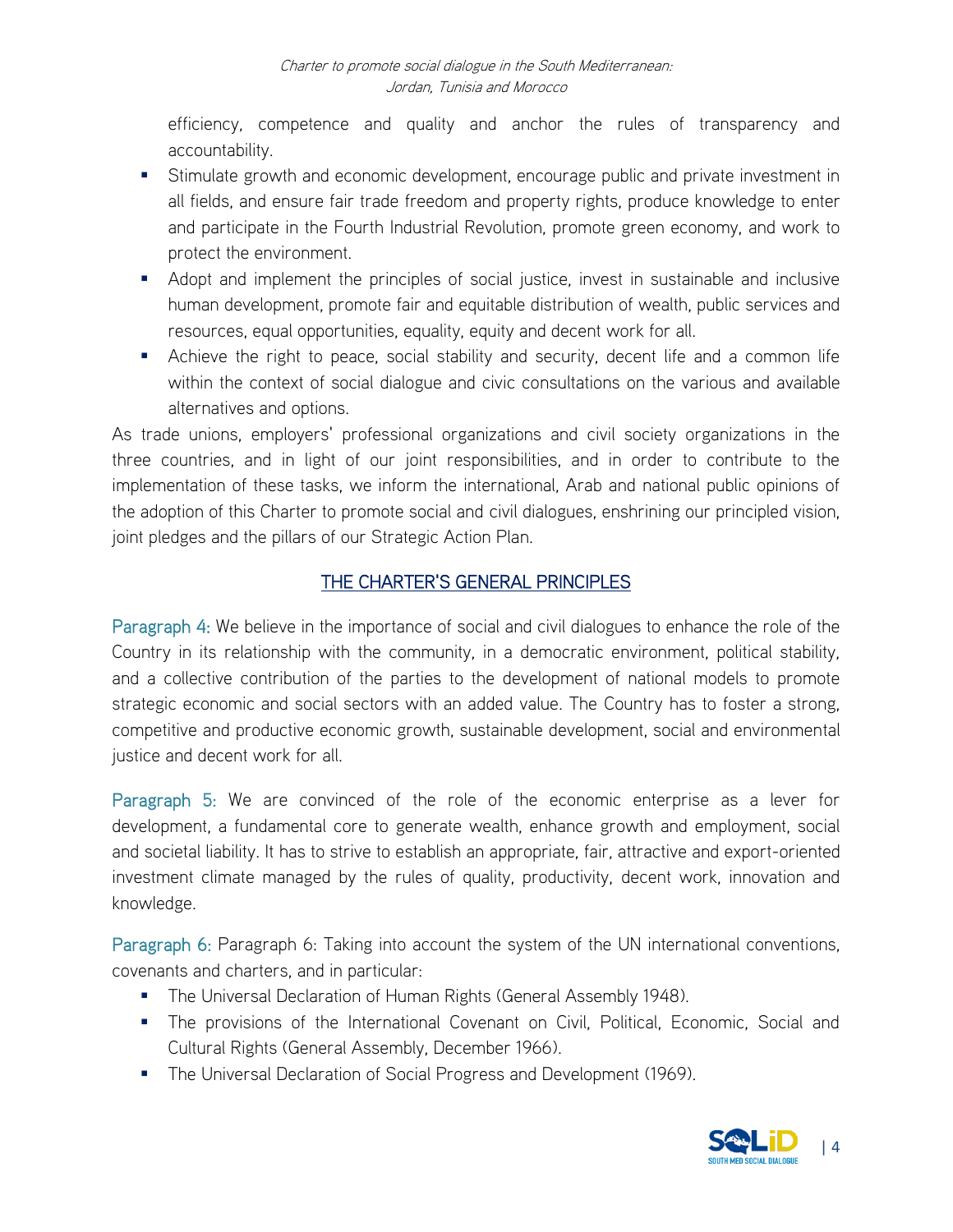efficiency, competence and quality and anchor the rules of transparency and accountability.

- Stimulate growth and economic development, encourage public and private investment in all fields, and ensure fair trade freedom and property rights, produce knowledge to enter and participate in the Fourth Industrial Revolution, promote green economy, and work to protect the environment.
- Adopt and implement the principles of social justice, invest in sustainable and inclusive human development, promote fair and equitable distribution of wealth, public services and resources, equal opportunities, equality, equity and decent work for all.
- Achieve the right to peace, social stability and security, decent life and a common life within the context of social dialogue and civic consultations on the various and available alternatives and options.

As trade unions, employers' professional organizations and civil society organizations in the three countries, and in light of our joint responsibilities, and in order to contribute to the implementation of these tasks, we inform the international, Arab and national public opinions of the adoption of this Charter to promote social and civil dialogues, enshrining our principled vision, joint pledges and the pillars of our Strategic Action Plan.

## THE CHARTER'S GENERAL PRINCIPLES

Paragraph 4: We believe in the importance of social and civil dialogues to enhance the role of the Country in its relationship with the community, in a democratic environment, political stability, and a collective contribution of the parties to the development of national models to promote strategic economic and social sectors with an added value. The Country has to foster a strong, competitive and productive economic growth, sustainable development, social and environmental justice and decent work for all.

Paragraph 5: We are convinced of the role of the economic enterprise as a lever for development, a fundamental core to generate wealth, enhance growth and employment, social and societal liability. It has to strive to establish an appropriate, fair, attractive and export-oriented investment climate managed by the rules of quality, productivity, decent work, innovation and knowledge.

Paragraph 6: Paragraph 6: Taking into account the system of the UN international conventions, covenants and charters, and in particular:

- The Universal Declaration of Human Rights (General Assembly 1948).
- The provisions of the International Covenant on Civil, Political, Economic, Social and Cultural Rights (General Assembly, December 1966).
- The Universal Declaration of Social Progress and Development (1969).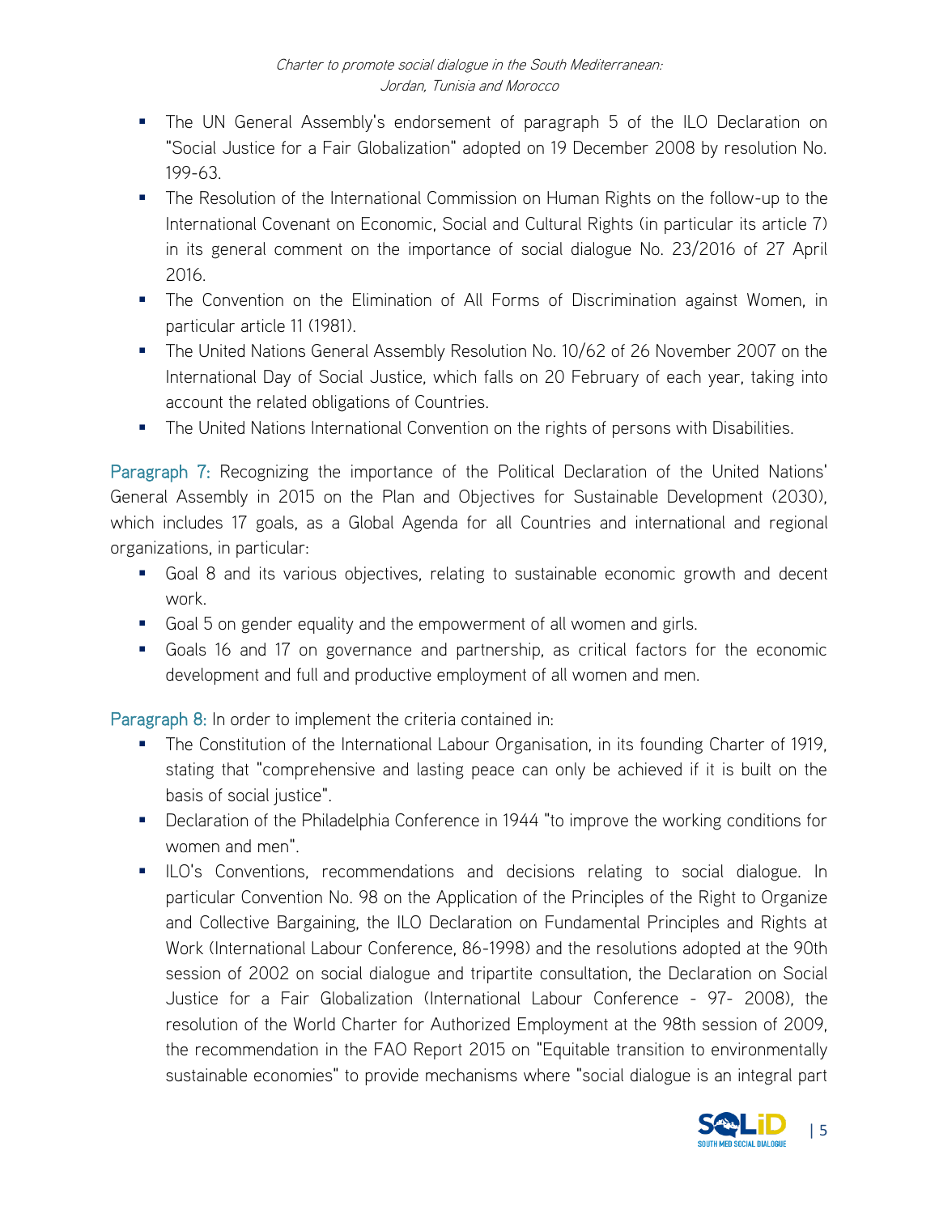- The UN General Assembly's endorsement of paragraph 5 of the ILO Declaration on "Social Justice for a Fair Globalization" adopted on 19 December 2008 by resolution No. 199-63.
- The Resolution of the International Commission on Human Rights on the follow-up to the International Covenant on Economic, Social and Cultural Rights (in particular its article 7) in its general comment on the importance of social dialogue No. 23/2016 of 27 April 2016.
- The Convention on the Elimination of All Forms of Discrimination against Women, in particular article 11 (1981).
- The United Nations General Assembly Resolution No. 10/62 of 26 November 2007 on the International Day of Social Justice, which falls on 20 February of each year, taking into account the related obligations of Countries.
- The United Nations International Convention on the rights of persons with Disabilities.

Paragraph 7: Recognizing the importance of the Political Declaration of the United Nations' General Assembly in 2015 on the Plan and Objectives for Sustainable Development (2030), which includes 17 goals, as a Global Agenda for all Countries and international and regional organizations, in particular:

- Goal 8 and its various objectives, relating to sustainable economic growth and decent work.
- Goal 5 on gender equality and the empowerment of all women and girls.
- Goals 16 and 17 on governance and partnership, as critical factors for the economic development and full and productive employment of all women and men.

Paragraph 8: In order to implement the criteria contained in:

- The Constitution of the International Labour Organisation, in its founding Charter of 1919, stating that "comprehensive and lasting peace can only be achieved if it is built on the basis of social justice".
- Declaration of the Philadelphia Conference in 1944 "to improve the working conditions for women and men".
- ILO's Conventions, recommendations and decisions relating to social dialogue. In particular Convention No. 98 on the Application of the Principles of the Right to Organize and Collective Bargaining, the ILO Declaration on Fundamental Principles and Rights at Work (International Labour Conference, 86-1998) and the resolutions adopted at the 90th session of 2002 on social dialogue and tripartite consultation, the Declaration on Social Justice for a Fair Globalization (International Labour Conference - 97- 2008), the resolution of the World Charter for Authorized Employment at the 98th session of 2009, the recommendation in the FAO Report 2015 on "Equitable transition to environmentally sustainable economies" to provide mechanisms where "social dialogue is an integral part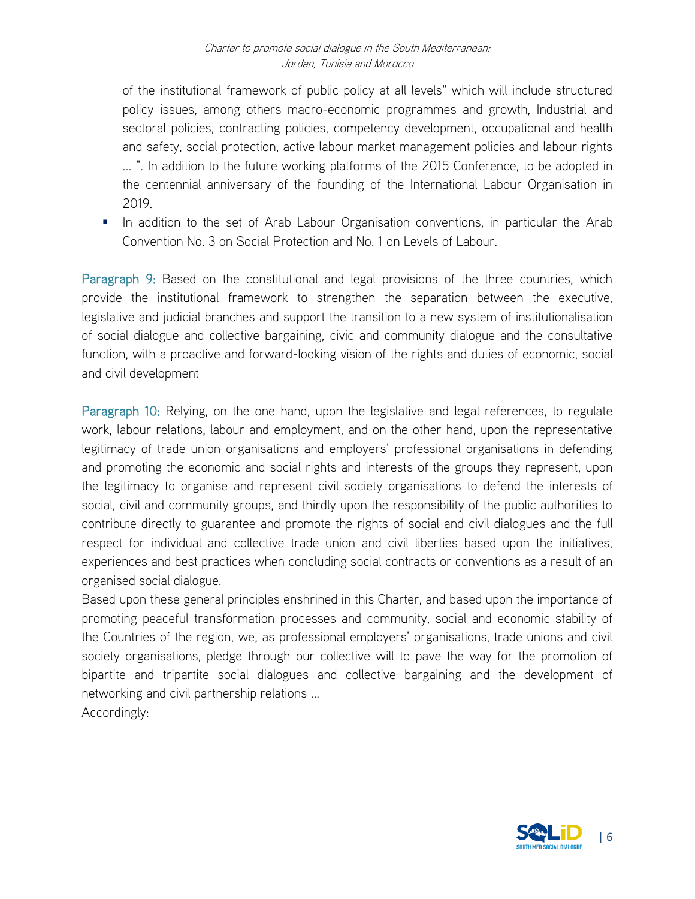of the institutional framework of public policy at all levels" which will include structured policy issues, among others macro-economic programmes and growth, Industrial and sectoral policies, contracting policies, competency development, occupational and health and safety, social protection, active labour market management policies and labour rights … ". In addition to the future working platforms of the 2015 Conference, to be adopted in the centennial anniversary of the founding of the International Labour Organisation in 2019.

- In addition to the set of Arab Labour Organisation conventions, in particular the Arab Convention No. 3 on Social Protection and No. 1 on Levels of Labour.

Paragraph 9: Based on the constitutional and legal provisions of the three countries, which provide the institutional framework to strengthen the separation between the executive, legislative and judicial branches and support the transition to a new system of institutionalisation of social dialogue and collective bargaining, civic and community dialogue and the consultative function, with a proactive and forward-looking vision of the rights and duties of economic, social and civil development

Paragraph 10: Relying, on the one hand, upon the legislative and legal references, to regulate work, labour relations, labour and employment, and on the other hand, upon the representative legitimacy of trade union organisations and employers' professional organisations in defending and promoting the economic and social rights and interests of the groups they represent, upon the legitimacy to organise and represent civil society organisations to defend the interests of social, civil and community groups, and thirdly upon the responsibility of the public authorities to contribute directly to guarantee and promote the rights of social and civil dialogues and the full respect for individual and collective trade union and civil liberties based upon the initiatives, experiences and best practices when concluding social contracts or conventions as a result of an organised social dialogue.

Based upon these general principles enshrined in this Charter, and based upon the importance of promoting peaceful transformation processes and community, social and economic stability of the Countries of the region, we, as professional employers' organisations, trade unions and civil society organisations, pledge through our collective will to pave the way for the promotion of bipartite and tripartite social dialogues and collective bargaining and the development of networking and civil partnership relations …

Accordingly: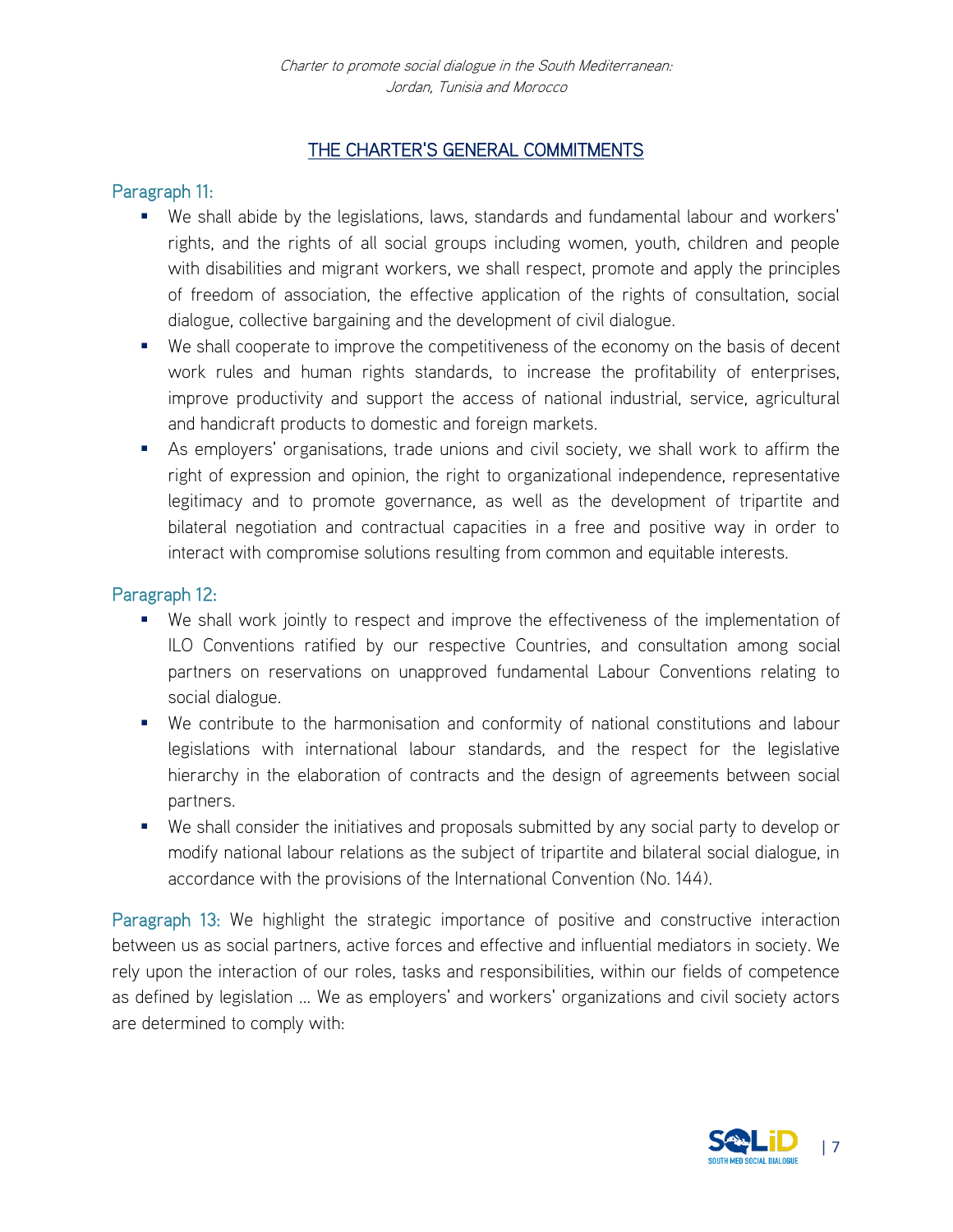## THE CHARTER'S GENERAL COMMITMENTS

### Paragraph 11:

- We shall abide by the legislations, laws, standards and fundamental labour and workers' rights, and the rights of all social groups including women, youth, children and people with disabilities and migrant workers, we shall respect, promote and apply the principles of freedom of association, the effective application of the rights of consultation, social dialogue, collective bargaining and the development of civil dialogue.
- We shall cooperate to improve the competitiveness of the economy on the basis of decent work rules and human rights standards, to increase the profitability of enterprises, improve productivity and support the access of national industrial, service, agricultural and handicraft products to domestic and foreign markets.
- As employers' organisations, trade unions and civil society, we shall work to affirm the right of expression and opinion, the right to organizational independence, representative legitimacy and to promote governance, as well as the development of tripartite and bilateral negotiation and contractual capacities in a free and positive way in order to interact with compromise solutions resulting from common and equitable interests.

### Paragraph 12:

- We shall work jointly to respect and improve the effectiveness of the implementation of ILO Conventions ratified by our respective Countries, and consultation among social partners on reservations on unapproved fundamental Labour Conventions relating to social dialogue.
- We contribute to the harmonisation and conformity of national constitutions and labour legislations with international labour standards, and the respect for the legislative hierarchy in the elaboration of contracts and the design of agreements between social partners.
- We shall consider the initiatives and proposals submitted by any social party to develop or modify national labour relations as the subject of tripartite and bilateral social dialogue, in accordance with the provisions of the International Convention (No. 144).

**Paragraph 13:** We highlight the strategic importance of positive and constructive interaction between us as social partners, active forces and effective and influential mediators in society. We rely upon the interaction of our roles, tasks and responsibilities, within our fields of competence as defined by legislation ... We as employers' and workers' organizations and civil society actors are determined to comply with: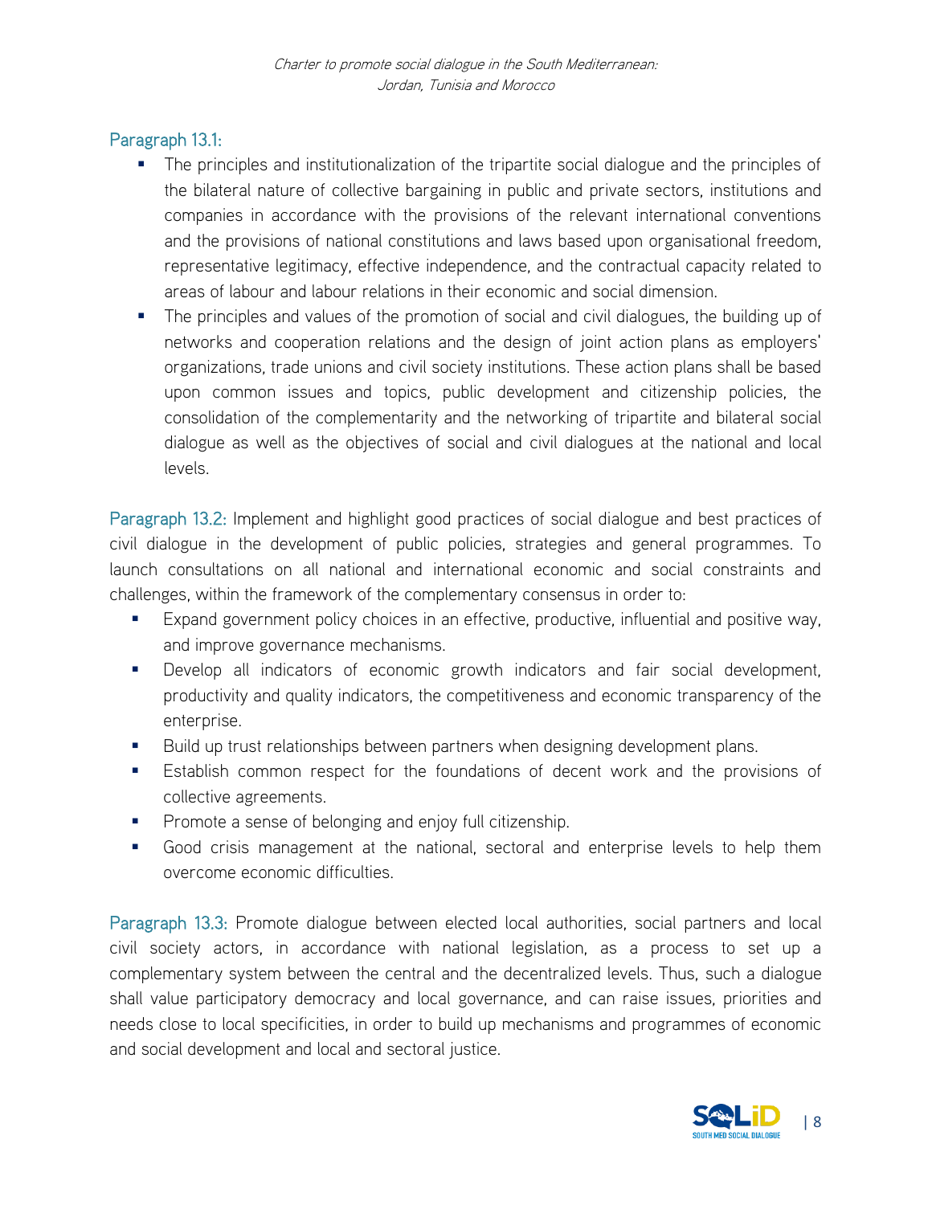### Paragraph 13.1:

- The principles and institutionalization of the tripartite social dialogue and the principles of the bilateral nature of collective bargaining in public and private sectors, institutions and companies in accordance with the provisions of the relevant international conventions and the provisions of national constitutions and laws based upon organisational freedom, representative legitimacy, effective independence, and the contractual capacity related to areas of labour and labour relations in their economic and social dimension.
- The principles and values of the promotion of social and civil dialogues, the building up of networks and cooperation relations and the design of joint action plans as employers' organizations, trade unions and civil society institutions. These action plans shall be based upon common issues and topics, public development and citizenship policies, the consolidation of the complementarity and the networking of tripartite and bilateral social dialogue as well as the objectives of social and civil dialogues at the national and local levels.

**Paragraph 13.2:** Implement and highlight good practices of social dialogue and best practices of civil dialogue in the development of public policies, strategies and general programmes. To launch consultations on all national and international economic and social constraints and challenges, within the framework of the complementary consensus in order to:

- Expand government policy choices in an effective, productive, influential and positive way, and improve governance mechanisms.
- Develop all indicators of economic growth indicators and fair social development, productivity and quality indicators, the competitiveness and economic transparency of the enterprise.
- Build up trust relationships between partners when designing development plans.
- Establish common respect for the foundations of decent work and the provisions of collective agreements.
- Promote a sense of belonging and enjoy full citizenship.
- Good crisis management at the national, sectoral and enterprise levels to help them overcome economic difficulties.

**Paragraph 13.3:** Promote dialogue between elected local authorities, social partners and local civil society actors, in accordance with national legislation, as a process to set up a complementary system between the central and the decentralized levels. Thus, such a dialogue shall value participatory democracy and local governance, and can raise issues, priorities and needs close to local specificities, in order to build up mechanisms and programmes of economic and social development and local and sectoral justice.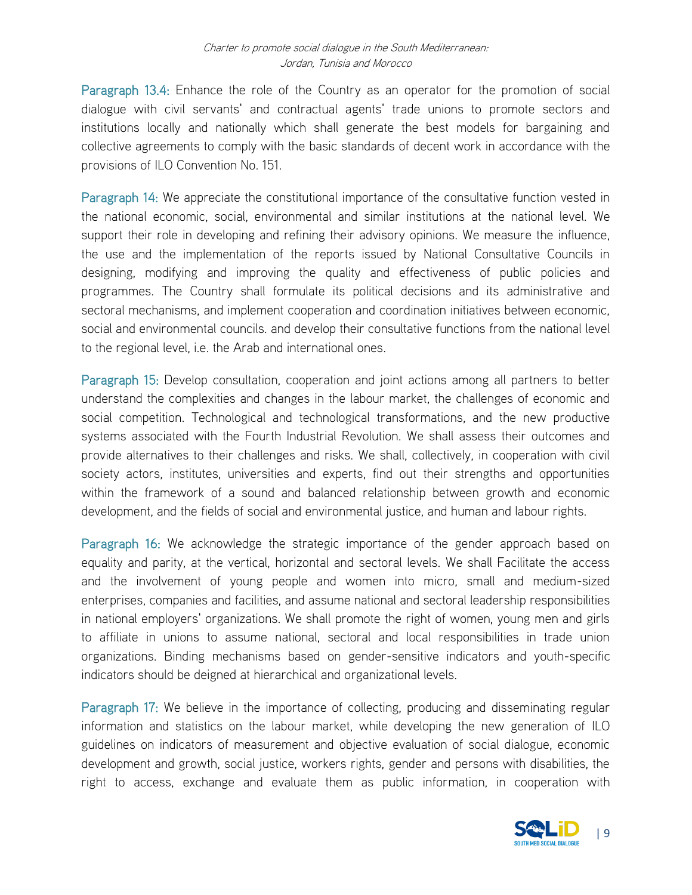**Paragraph 13.4:** Enhance the role of the Country as an operator for the promotion of social dialogue with civil servants' and contractual agents' trade unions to promote sectors and institutions locally and nationally which shall generate the best models for bargaining and collective agreements to comply with the basic standards of decent work in accordance with the provisions of ILO Convention No. 151.

**Paragraph 14:** We appreciate the constitutional importance of the consultative function vested in the national economic, social, environmental and similar institutions at the national level. We support their role in developing and refining their advisory opinions. We measure the influence, the use and the implementation of the reports issued by National Consultative Councils in designing, modifying and improving the quality and effectiveness of public policies and programmes. The Country shall formulate its political decisions and its administrative and sectoral mechanisms, and implement cooperation and coordination initiatives between economic, social and environmental councils. and develop their consultative functions from the national level to the regional level, i.e. the Arab and international ones.

**Paragraph 15:** Develop consultation, cooperation and joint actions among all partners to better understand the complexities and changes in the labour market, the challenges of economic and social competition. Technological and technological transformations, and the new productive systems associated with the Fourth Industrial Revolution. We shall assess their outcomes and provide alternatives to their challenges and risks. We shall, collectively, in cooperation with civil society actors, institutes, universities and experts, find out their strengths and opportunities within the framework of a sound and balanced relationship between growth and economic development, and the fields of social and environmental justice, and human and labour rights.

**Paragraph 16:** We acknowledge the strategic importance of the gender approach based on equality and parity, at the vertical, horizontal and sectoral levels. We shall Facilitate the access and the involvement of young people and women into micro, small and medium-sized enterprises, companies and facilities, and assume national and sectoral leadership responsibilities in national employers' organizations. We shall promote the right of women, young men and girls to affiliate in unions to assume national, sectoral and local responsibilities in trade union organizations. Binding mechanisms based on gender-sensitive indicators and youth-specific indicators should be deigned at hierarchical and organizational levels.

**Paragraph 17:** We believe in the importance of collecting, producing and disseminating regular information and statistics on the labour market, while developing the new generation of ILO guidelines on indicators of measurement and objective evaluation of social dialogue, economic development and growth, social justice, workers rights, gender and persons with disabilities, the right to access, exchange and evaluate them as public information, in cooperation with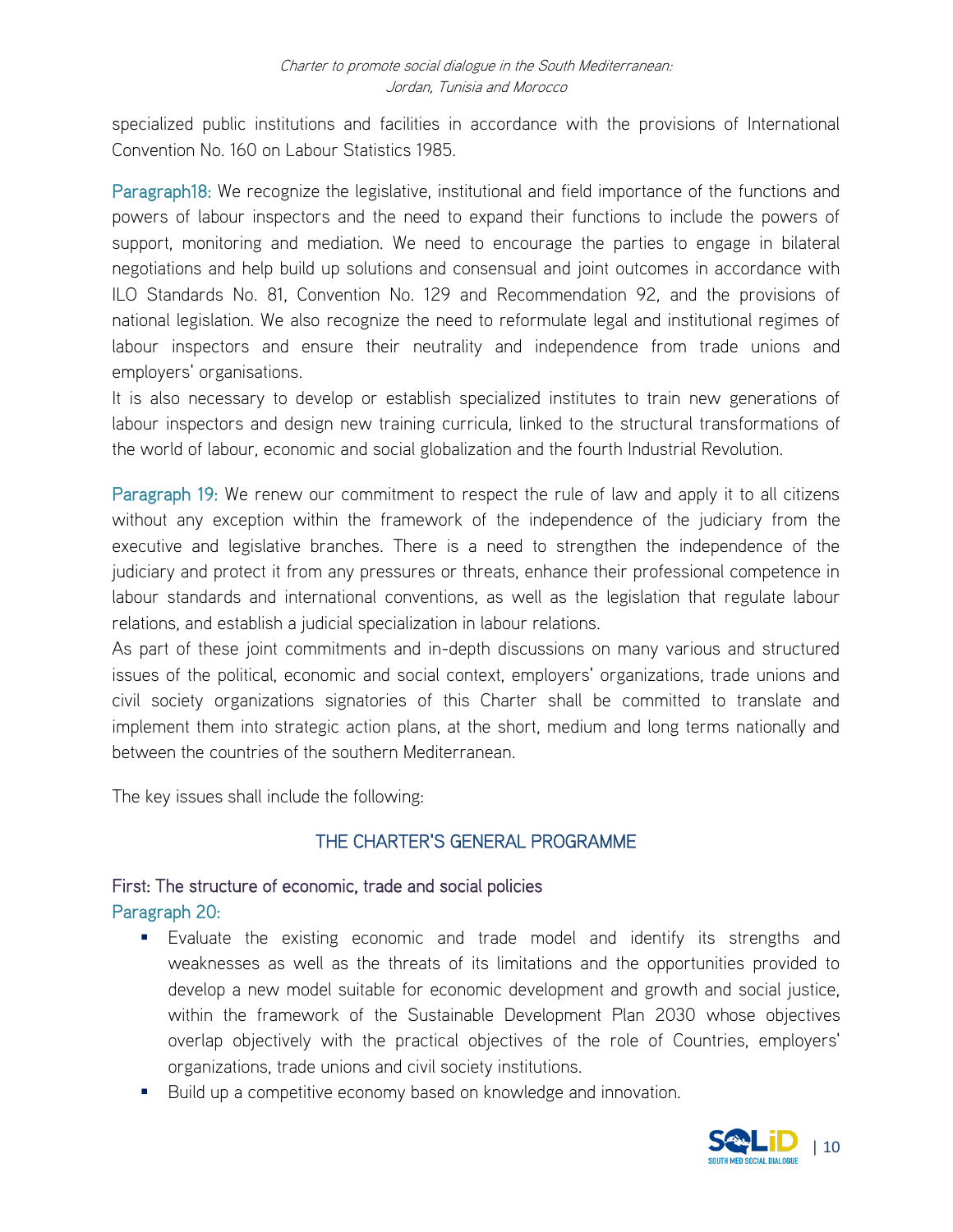specialized public institutions and facilities in accordance with the provisions of International Convention No. 160 on Labour Statistics 1985.

Paragraph18: We recognize the legislative, institutional and field importance of the functions and powers of labour inspectors and the need to expand their functions to include the powers of support, monitoring and mediation. We need to encourage the parties to engage in bilateral negotiations and help build up solutions and consensual and joint outcomes in accordance with ILO Standards No. 81, Convention No. 129 and Recommendation 92, and the provisions of national legislation. We also recognize the need to reformulate legal and institutional regimes of labour inspectors and ensure their neutrality and independence from trade unions and employers' organisations.

It is also necessary to develop or establish specialized institutes to train new generations of labour inspectors and design new training curricula, linked to the structural transformations of the world of labour, economic and social globalization and the fourth Industrial Revolution.

Paragraph 19: We renew our commitment to respect the rule of law and apply it to all citizens without any exception within the framework of the independence of the judiciary from the executive and legislative branches. There is a need to strengthen the independence of the judiciary and protect it from any pressures or threats, enhance their professional competence in labour standards and international conventions, as well as the legislation that regulate labour relations, and establish a judicial specialization in labour relations.

As part of these joint commitments and in-depth discussions on many various and structured issues of the political, economic and social context, employers' organizations, trade unions and civil society organizations signatories of this Charter shall be committed to translate and implement them into strategic action plans, at the short, medium and long terms nationally and between the countries of the southern Mediterranean.

The key issues shall include the following:

## THE CHARTER'S GENERAL PROGRAMME

### First: The structure of economic, trade and social policies

Paragraph 20:

- Evaluate the existing economic and trade model and identify its strengths and weaknesses as well as the threats of its limitations and the opportunities provided to develop a new model suitable for economic development and growth and social justice, within the framework of the Sustainable Development Plan 2030 whose objectives overlap objectively with the practical objectives of the role of Countries, employers' organizations, trade unions and civil society institutions.
- Build up a competitive economy based on knowledge and innovation.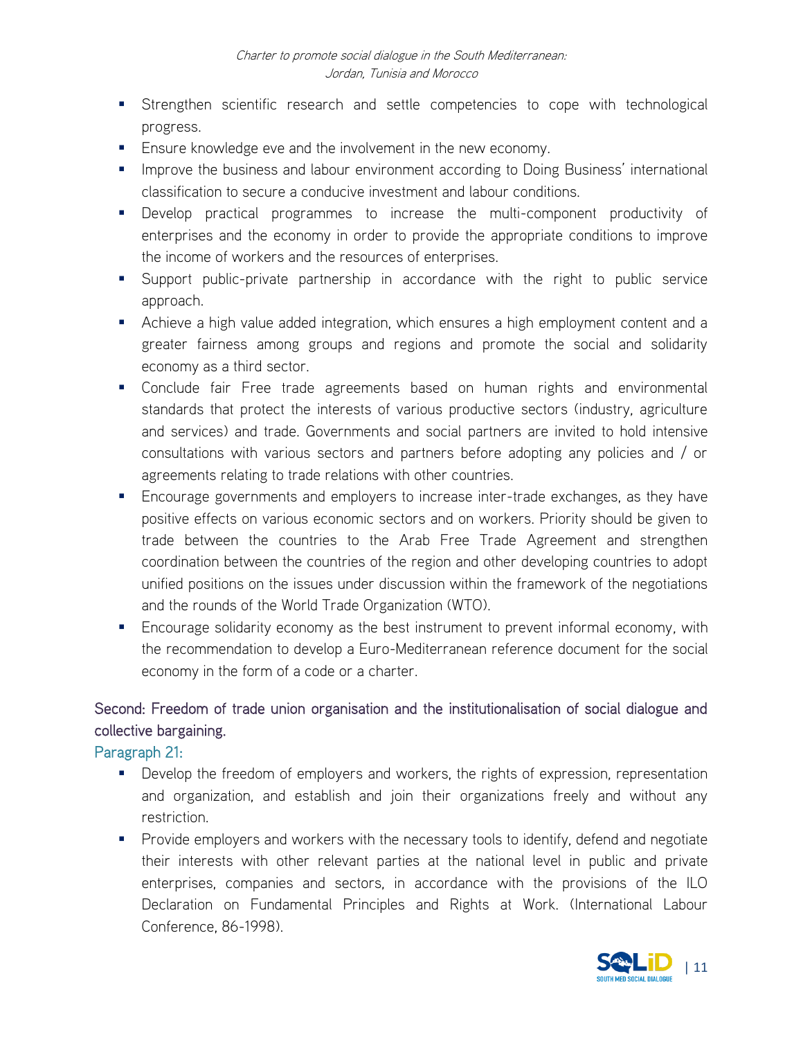- Strengthen scientific research and settle competencies to cope with technological progress.
- Ensure knowledge eve and the involvement in the new economy.
- Improve the business and labour environment according to Doing Business' international classification to secure a conducive investment and labour conditions.
- Develop practical programmes to increase the multi-component productivity of enterprises and the economy in order to provide the appropriate conditions to improve the income of workers and the resources of enterprises.
- Support public-private partnership in accordance with the right to public service approach.
- Achieve a high value added integration, which ensures a high employment content and a greater fairness among groups and regions and promote the social and solidarity economy as a third sector.
- Conclude fair Free trade agreements based on human rights and environmental standards that protect the interests of various productive sectors (industry, agriculture and services) and trade. Governments and social partners are invited to hold intensive consultations with various sectors and partners before adopting any policies and / or agreements relating to trade relations with other countries.
- Encourage governments and employers to increase inter-trade exchanges, as they have positive effects on various economic sectors and on workers. Priority should be given to trade between the countries to the Arab Free Trade Agreement and strengthen coordination between the countries of the region and other developing countries to adopt unified positions on the issues under discussion within the framework of the negotiations and the rounds of the World Trade Organization (WTO).
- Encourage solidarity economy as the best instrument to prevent informal economy, with the recommendation to develop a Euro-Mediterranean reference document for the social economy in the form of a code or a charter.

## Second: Freedom of trade union organisation and the institutionalisation of social dialogue and collective bargaining.

### Paragraph 21:

- Develop the freedom of employers and workers, the rights of expression, representation and organization, and establish and join their organizations freely and without any restriction.
- Provide employers and workers with the necessary tools to identify, defend and negotiate their interests with other relevant parties at the national level in public and private enterprises, companies and sectors, in accordance with the provisions of the ILO Declaration on Fundamental Principles and Rights at Work. (International Labour Conference, 86-1998).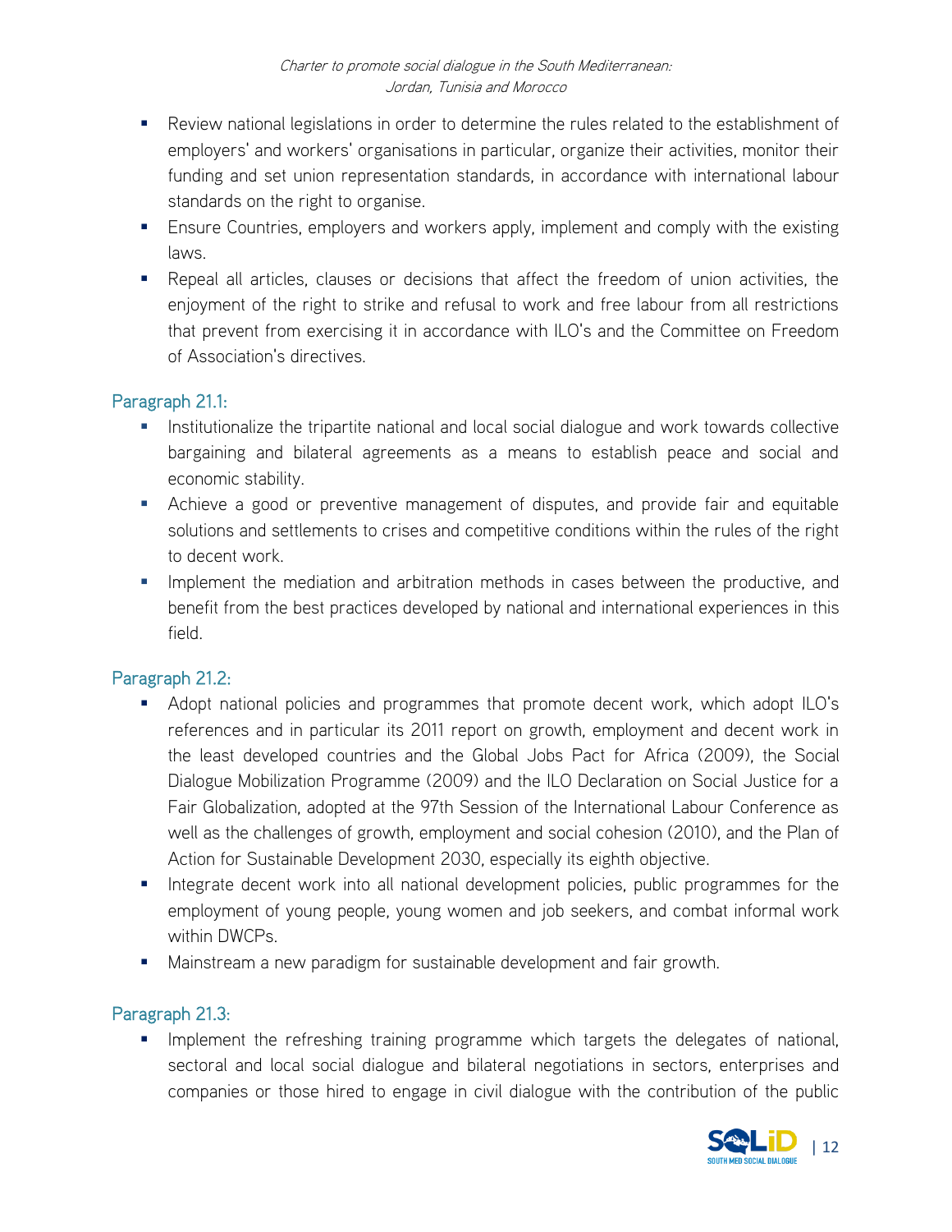- Review national legislations in order to determine the rules related to the establishment of employers' and workers' organisations in particular, organize their activities, monitor their funding and set union representation standards, in accordance with international labour standards on the right to organise.
- Ensure Countries, employers and workers apply, implement and comply with the existing laws.
- Repeal all articles, clauses or decisions that affect the freedom of union activities, the enjoyment of the right to strike and refusal to work and free labour from all restrictions that prevent from exercising it in accordance with ILO's and the Committee on Freedom of Association's directives.

### Paragraph 21.1:

- Institutionalize the tripartite national and local social dialogue and work towards collective bargaining and bilateral agreements as a means to establish peace and social and economic stability.
- Achieve a good or preventive management of disputes, and provide fair and equitable solutions and settlements to crises and competitive conditions within the rules of the right to decent work.
- Implement the mediation and arbitration methods in cases between the productive, and benefit from the best practices developed by national and international experiences in this field.

### Paragraph 21.2:

- Adopt national policies and programmes that promote decent work, which adopt ILO's references and in particular its 2011 report on growth, employment and decent work in the least developed countries and the Global Jobs Pact for Africa (2009), the Social Dialogue Mobilization Programme (2009) and the ILO Declaration on Social Justice for a Fair Globalization, adopted at the 97th Session of the International Labour Conference as well as the challenges of growth, employment and social cohesion (2010), and the Plan of Action for Sustainable Development 2030, especially its eighth objective.
- Integrate decent work into all national development policies, public programmes for the employment of young people, young women and job seekers, and combat informal work within DWCPs.
- Mainstream a new paradigm for sustainable development and fair growth.

### Paragraph 21.3:

- Implement the refreshing training programme which targets the delegates of national, sectoral and local social dialogue and bilateral negotiations in sectors, enterprises and companies or those hired to engage in civil dialogue with the contribution of the public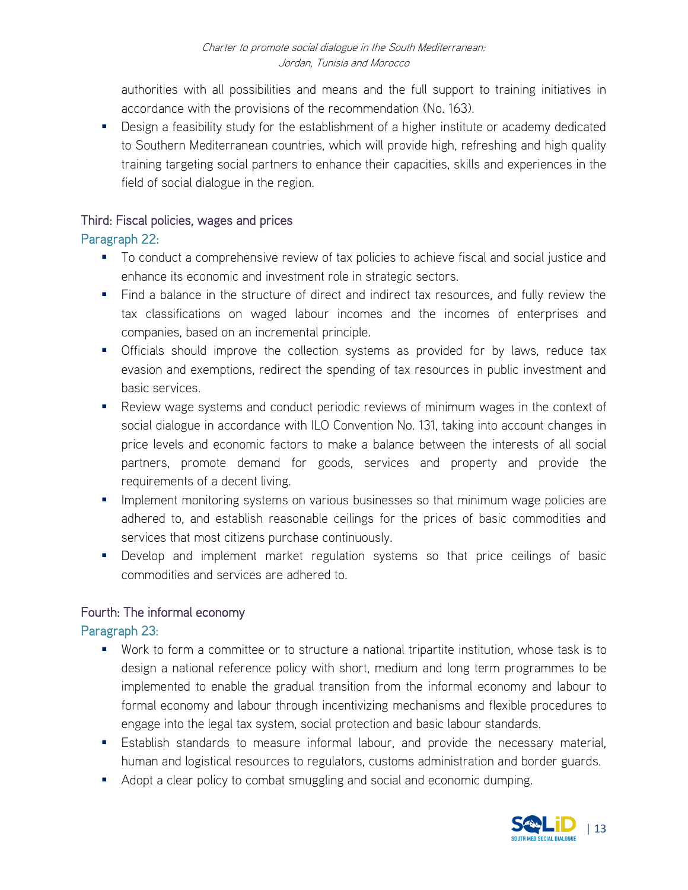authorities with all possibilities and means and the full support to training initiatives in accordance with the provisions of the recommendation (No. 163).

- Design a feasibility study for the establishment of a higher institute or academy dedicated to Southern Mediterranean countries, which will provide high, refreshing and high quality training targeting social partners to enhance their capacities, skills and experiences in the field of social dialogue in the region.

### Third: Fiscal policies, wages and prices

#### Paragraph 22:

- To conduct a comprehensive review of tax policies to achieve fiscal and social justice and enhance its economic and investment role in strategic sectors.
- Find a balance in the structure of direct and indirect tax resources, and fully review the tax classifications on waged labour incomes and the incomes of enterprises and companies, based on an incremental principle.
- Officials should improve the collection systems as provided for by laws, reduce tax evasion and exemptions, redirect the spending of tax resources in public investment and basic services.
- Review wage systems and conduct periodic reviews of minimum wages in the context of social dialogue in accordance with ILO Convention No. 131, taking into account changes in price levels and economic factors to make a balance between the interests of all social partners, promote demand for goods, services and property and provide the requirements of a decent living.
- Implement monitoring systems on various businesses so that minimum wage policies are adhered to, and establish reasonable ceilings for the prices of basic commodities and services that most citizens purchase continuously.
- Develop and implement market regulation systems so that price ceilings of basic commodities and services are adhered to.

### Fourth: The informal economy

#### Paragraph 23:

- Work to form a committee or to structure a national tripartite institution, whose task is to design a national reference policy with short, medium and long term programmes to be implemented to enable the gradual transition from the informal economy and labour to formal economy and labour through incentivizing mechanisms and flexible procedures to engage into the legal tax system, social protection and basic labour standards.
- Establish standards to measure informal labour, and provide the necessary material, human and logistical resources to regulators, customs administration and border guards.
- Adopt a clear policy to combat smuggling and social and economic dumping.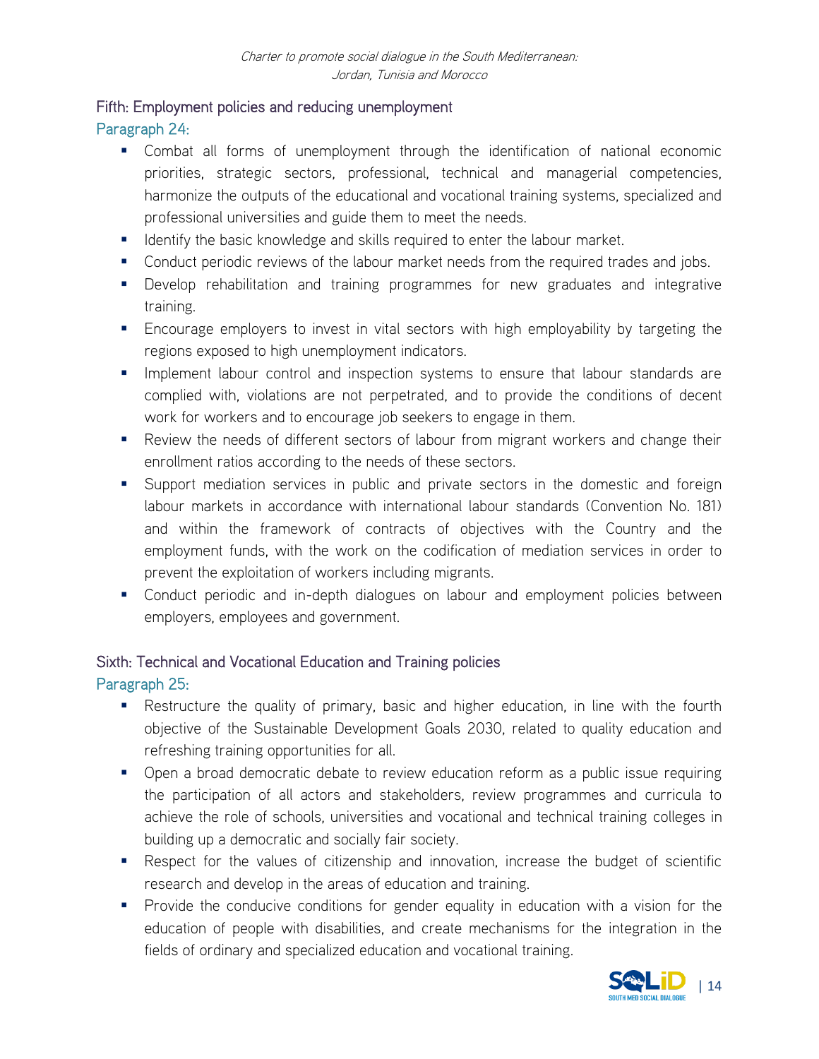## Fifth: Employment policies and reducing unemployment

### Paragraph 24:

- Combat all forms of unemployment through the identification of national economic priorities, strategic sectors, professional, technical and managerial competencies, harmonize the outputs of the educational and vocational training systems, specialized and professional universities and guide them to meet the needs.
- Identify the basic knowledge and skills required to enter the labour market.
- Conduct periodic reviews of the labour market needs from the required trades and jobs.
- Develop rehabilitation and training programmes for new graduates and integrative training.
- Encourage employers to invest in vital sectors with high employability by targeting the regions exposed to high unemployment indicators.
- Implement labour control and inspection systems to ensure that labour standards are complied with, violations are not perpetrated, and to provide the conditions of decent work for workers and to encourage job seekers to engage in them.
- Review the needs of different sectors of labour from migrant workers and change their enrollment ratios according to the needs of these sectors.
- Support mediation services in public and private sectors in the domestic and foreign labour markets in accordance with international labour standards (Convention No. 181) and within the framework of contracts of objectives with the Country and the employment funds, with the work on the codification of mediation services in order to prevent the exploitation of workers including migrants.
- Conduct periodic and in-depth dialogues on labour and employment policies between employers, employees and government.

## Sixth: Technical and Vocational Education and Training policies

### Paragraph 25:

- Restructure the quality of primary, basic and higher education, in line with the fourth objective of the Sustainable Development Goals 2030, related to quality education and refreshing training opportunities for all.
- Open a broad democratic debate to review education reform as a public issue requiring the participation of all actors and stakeholders, review programmes and curricula to achieve the role of schools, universities and vocational and technical training colleges in building up a democratic and socially fair society.
- Respect for the values of citizenship and innovation, increase the budget of scientific research and develop in the areas of education and training.
- Provide the conducive conditions for gender equality in education with a vision for the education of people with disabilities, and create mechanisms for the integration in the fields of ordinary and specialized education and vocational training.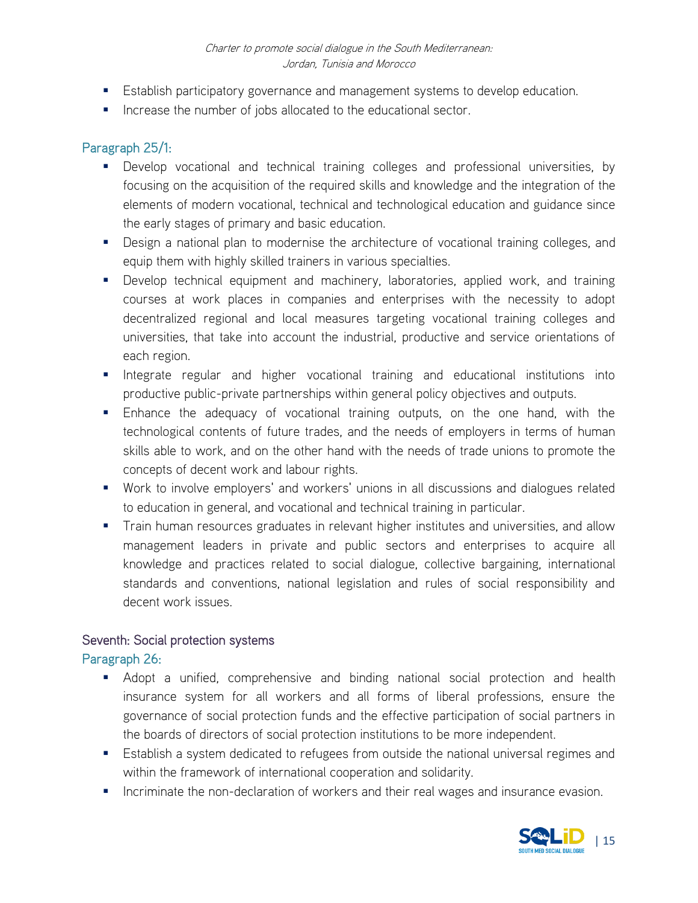- Establish participatory governance and management systems to develop education.
- Increase the number of jobs allocated to the educational sector.

### Paragraph 25/1:

- Develop vocational and technical training colleges and professional universities, by focusing on the acquisition of the required skills and knowledge and the integration of the elements of modern vocational, technical and technological education and guidance since the early stages of primary and basic education.
- Design a national plan to modernise the architecture of vocational training colleges, and equip them with highly skilled trainers in various specialties.
- Develop technical equipment and machinery, laboratories, applied work, and training courses at work places in companies and enterprises with the necessity to adopt decentralized regional and local measures targeting vocational training colleges and universities, that take into account the industrial, productive and service orientations of each region.
- Integrate regular and higher vocational training and educational institutions into productive public-private partnerships within general policy objectives and outputs.
- Enhance the adequacy of vocational training outputs, on the one hand, with the technological contents of future trades, and the needs of employers in terms of human skills able to work, and on the other hand with the needs of trade unions to promote the concepts of decent work and labour rights.
- Work to involve employers' and workers' unions in all discussions and dialogues related to education in general, and vocational and technical training in particular.
- Train human resources graduates in relevant higher institutes and universities, and allow management leaders in private and public sectors and enterprises to acquire all knowledge and practices related to social dialogue, collective bargaining, international standards and conventions, national legislation and rules of social responsibility and decent work issues.

## Seventh: Social protection systems

### Paragraph 26:

- Adopt a unified, comprehensive and binding national social protection and health insurance system for all workers and all forms of liberal professions, ensure the governance of social protection funds and the effective participation of social partners in the boards of directors of social protection institutions to be more independent.
- Establish a system dedicated to refugees from outside the national universal regimes and within the framework of international cooperation and solidarity.
- Incriminate the non-declaration of workers and their real wages and insurance evasion.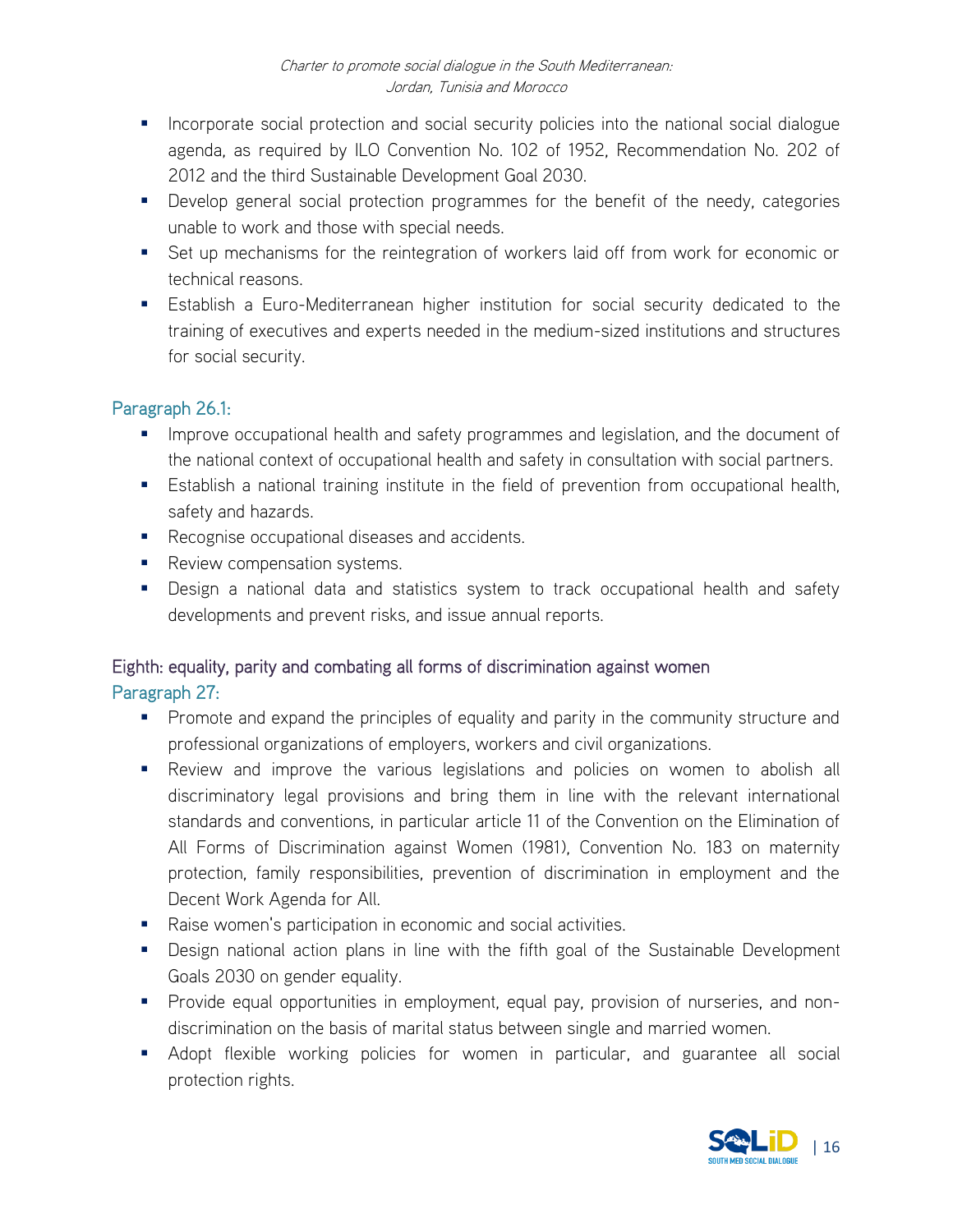- Incorporate social protection and social security policies into the national social dialogue agenda, as required by ILO Convention No. 102 of 1952, Recommendation No. 202 of 2012 and the third Sustainable Development Goal 2030.
- Develop general social protection programmes for the benefit of the needy, categories unable to work and those with special needs.
- Set up mechanisms for the reintegration of workers laid off from work for economic or technical reasons.
- Establish a Euro-Mediterranean higher institution for social security dedicated to the training of executives and experts needed in the medium-sized institutions and structures for social security.

### Paragraph 26.1:

- Improve occupational health and safety programmes and legislation, and the document of the national context of occupational health and safety in consultation with social partners.
- Establish a national training institute in the field of prevention from occupational health, safety and hazards.
- Recognise occupational diseases and accidents.
- Review compensation systems.
- Design a national data and statistics system to track occupational health and safety developments and prevent risks, and issue annual reports.

## Eighth: equality, parity and combating all forms of discrimination against women

### Paragraph 27:

- Promote and expand the principles of equality and parity in the community structure and professional organizations of employers, workers and civil organizations.
- Review and improve the various legislations and policies on women to abolish all discriminatory legal provisions and bring them in line with the relevant international standards and conventions, in particular article 11 of the Convention on the Elimination of All Forms of Discrimination against Women (1981), Convention No. 183 on maternity protection, family responsibilities, prevention of discrimination in employment and the Decent Work Agenda for All.
- Raise women's participation in economic and social activities.
- Design national action plans in line with the fifth goal of the Sustainable Development Goals 2030 on gender equality.
- Provide equal opportunities in employment, equal pay, provision of nurseries, and non-discrimination on the basis of marital status between single and married women.
- Adopt flexible working policies for women in particular, and guarantee all social protection rights.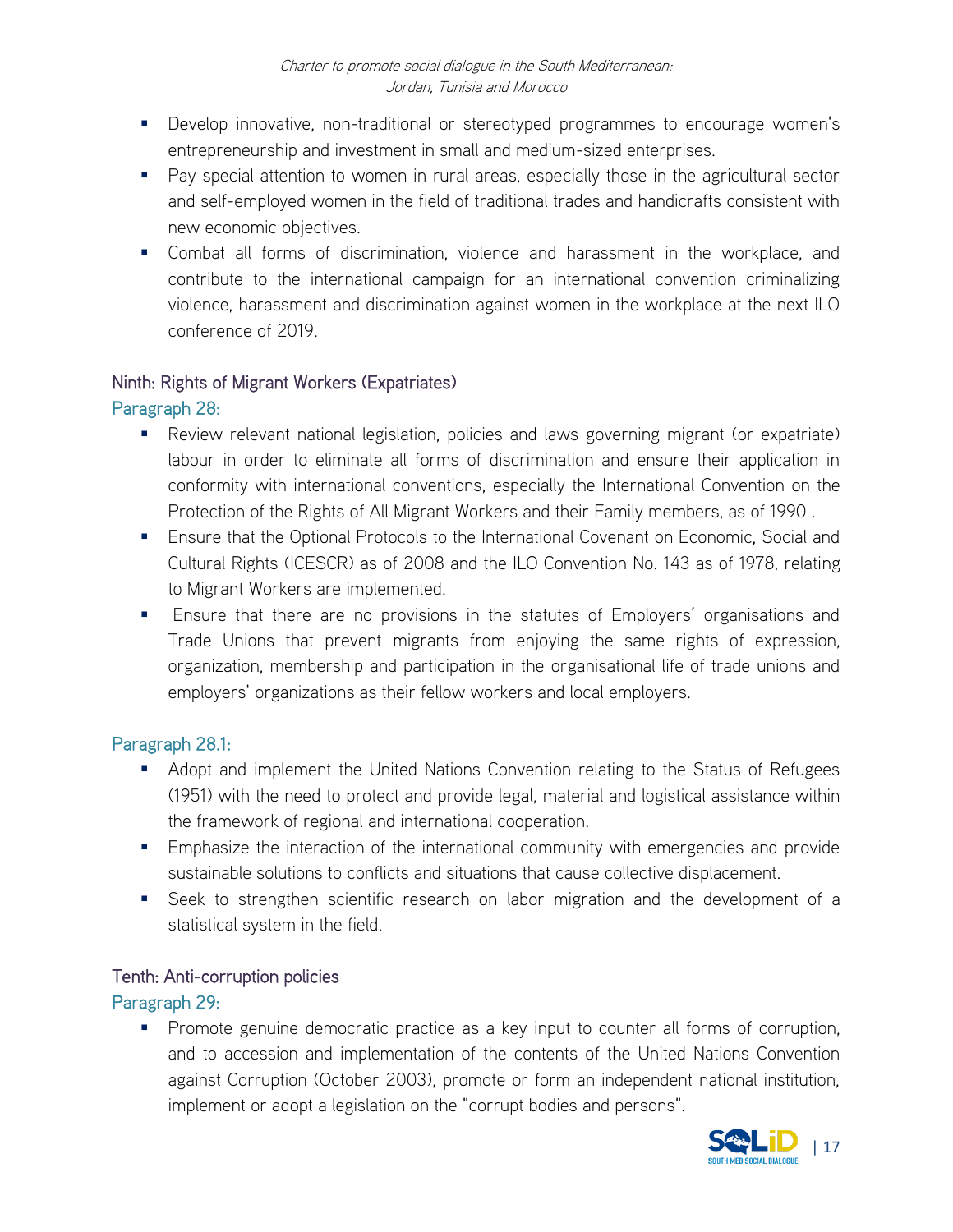- Develop innovative, non-traditional or stereotyped programmes to encourage women's entrepreneurship and investment in small and medium-sized enterprises.
- Pay special attention to women in rural areas, especially those in the agricultural sector and self-employed women in the field of traditional trades and handicrafts consistent with new economic objectives.
- Combat all forms of discrimination, violence and harassment in the workplace, and contribute to the international campaign for an international convention criminalizing violence, harassment and discrimination against women in the workplace at the next ILO conference of 2019.

### Ninth: Rights of Migrant Workers (Expatriates)

#### Paragraph 28:

- Review relevant national legislation, policies and laws governing migrant (or expatriate) labour in order to eliminate all forms of discrimination and ensure their application in conformity with international conventions, especially the International Convention on the Protection of the Rights of All Migrant Workers and their Family members, as of 1990 .
- Ensure that the Optional Protocols to the International Covenant on Economic, Social and Cultural Rights (ICESCR) as of 2008 and the ILO Convention No. 143 as of 1978, relating to Migrant Workers are implemented.
- Ensure that there are no provisions in the statutes of Employers' organisations and Trade Unions that prevent migrants from enjoying the same rights of expression, organization, membership and participation in the organisational life of trade unions and employers' organizations as their fellow workers and local employers.

#### Paragraph 28.1:

- Adopt and implement the United Nations Convention relating to the Status of Refugees (1951) with the need to protect and provide legal, material and logistical assistance within the framework of regional and international cooperation.
- Emphasize the interaction of the international community with emergencies and provide sustainable solutions to conflicts and situations that cause collective displacement.
- Seek to strengthen scientific research on labor migration and the development of a statistical system in the field.

### Tenth: Anti-corruption policies

#### Paragraph 29:

- Promote genuine democratic practice as a key input to counter all forms of corruption, and to accession and implementation of the contents of the United Nations Convention against Corruption (October 2003), promote or form an independent national institution, implement or adopt a legislation on the "corrupt bodies and persons".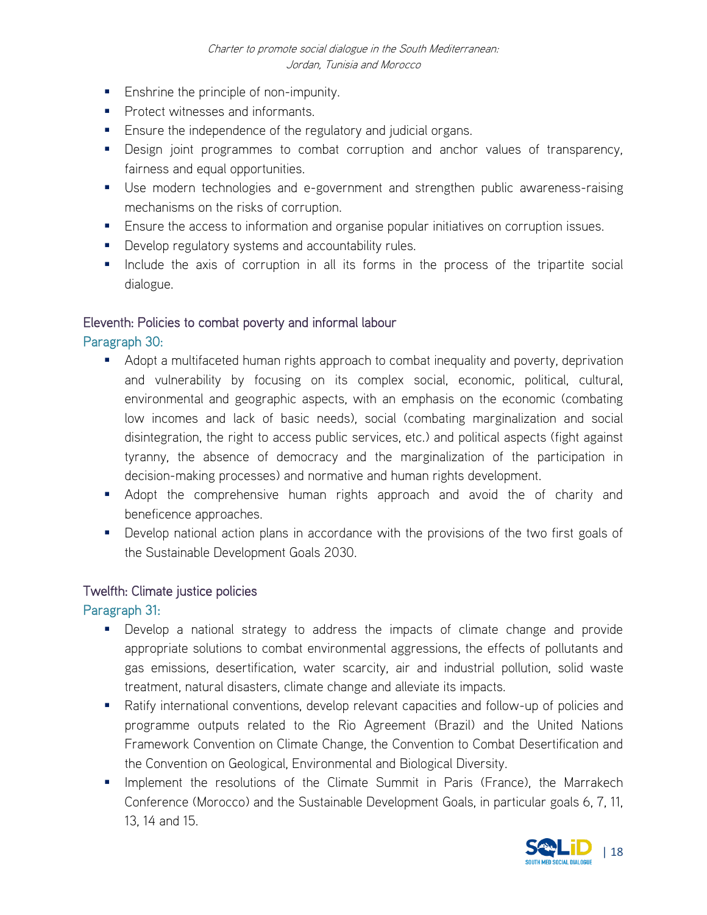- Enshrine the principle of non-impunity.
- Protect witnesses and informants.
- Ensure the independence of the regulatory and judicial organs.
- Design joint programmes to combat corruption and anchor values of transparency, fairness and equal opportunities.
- Use modern technologies and e-government and strengthen public awareness-raising mechanisms on the risks of corruption.
- Ensure the access to information and organise popular initiatives on corruption issues.
- Develop regulatory systems and accountability rules.
- Include the axis of corruption in all its forms in the process of the tripartite social dialogue.

### Eleventh: Policies to combat poverty and informal labour

#### Paragraph 30:

- Adopt a multifaceted human rights approach to combat inequality and poverty, deprivation and vulnerability by focusing on its complex social, economic, political, cultural, environmental and geographic aspects, with an emphasis on the economic (combating low incomes and lack of basic needs), social (combating marginalization and social disintegration, the right to access public services, etc.) and political aspects (fight against tyranny, the absence of democracy and the marginalization of the participation in decision-making processes) and normative and human rights development.
- Adopt the comprehensive human rights approach and avoid the of charity and beneficence approaches.
- Develop national action plans in accordance with the provisions of the two first goals of the Sustainable Development Goals 2030.

### Twelfth: Climate justice policies

#### Paragraph 31:

- Develop a national strategy to address the impacts of climate change and provide appropriate solutions to combat environmental aggressions, the effects of pollutants and gas emissions, desertification, water scarcity, air and industrial pollution, solid waste treatment, natural disasters, climate change and alleviate its impacts.
- Ratify international conventions, develop relevant capacities and follow-up of policies and programme outputs related to the Rio Agreement (Brazil) and the United Nations Framework Convention on Climate Change, the Convention to Combat Desertification and the Convention on Geological, Environmental and Biological Diversity.
- Implement the resolutions of the Climate Summit in Paris (France), the Marrakech Conference (Morocco) and the Sustainable Development Goals, in particular goals 6, 7, 11, 13, 14 and 15.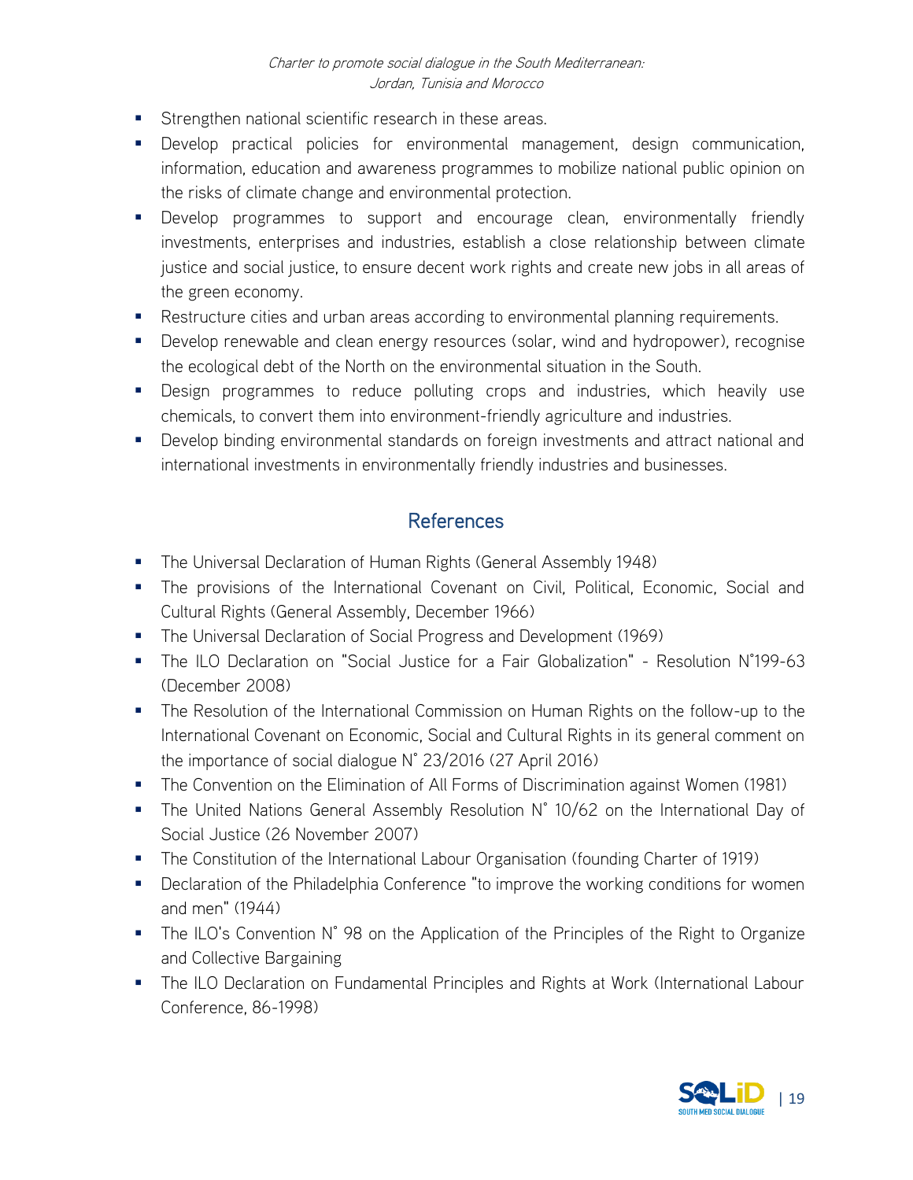- Strengthen national scientific research in these areas.
- Develop practical policies for environmental management, design communication, information, education and awareness programmes to mobilize national public opinion on the risks of climate change and environmental protection.
- Develop programmes to support and encourage clean, environmentally friendly investments, enterprises and industries, establish a close relationship between climate justice and social justice, to ensure decent work rights and create new jobs in all areas of the green economy.
- Restructure cities and urban areas according to environmental planning requirements.
- Develop renewable and clean energy resources (solar, wind and hydropower), recognise the ecological debt of the North on the environmental situation in the South.
- Design programmes to reduce polluting crops and industries, which heavily use chemicals, to convert them into environment-friendly agriculture and industries.
- Develop binding environmental standards on foreign investments and attract national and international investments in environmentally friendly industries and businesses.

## References

- The Universal Declaration of Human Rights (General Assembly 1948)
- The provisions of the International Covenant on Civil, Political, Economic, Social and Cultural Rights (General Assembly, December 1966)
- The Universal Declaration of Social Progress and Development (1969)
- The ILO Declaration on "Social Justice for a Fair Globalization" - Resolution N°199-63 (December 2008)
- The Resolution of the International Commission on Human Rights on the follow-up to the International Covenant on Economic, Social and Cultural Rights in its general comment on the importance of social dialogue N° 23/2016 (27 April 2016)
- The Convention on the Elimination of All Forms of Discrimination against Women (1981)
- The United Nations General Assembly Resolution N° 10/62 on the International Day of Social Justice (26 November 2007)
- The Constitution of the International Labour Organisation (founding Charter of 1919)
- Declaration of the Philadelphia Conference "to improve the working conditions for women and men" (1944)
- The ILO's Convention N° 98 on the Application of the Principles of the Right to Organize and Collective Bargaining
- The ILO Declaration on Fundamental Principles and Rights at Work (International Labour Conference, 86-1998)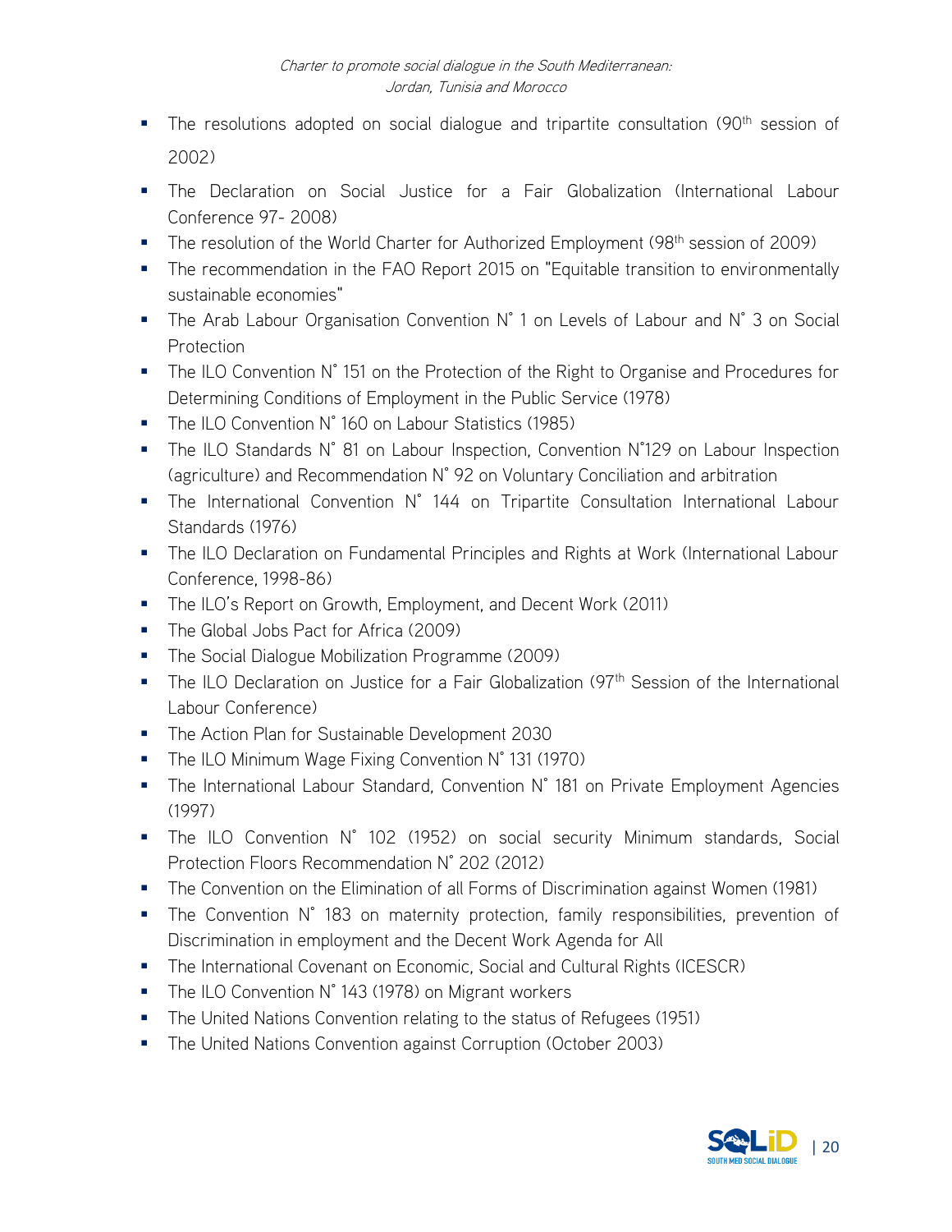- The resolutions adopted on social dialogue and tripartite consultation (90th session of 2002)
- The Declaration on Social Justice for a Fair Globalization (International Labour Conference 97- 2008)
- The resolution of the World Charter for Authorized Employment (98th session of 2009)
- The recommendation in the FAO Report 2015 on "Equitable transition to environmentally sustainable economies"
- The Arab Labour Organisation Convention N° 1 on Levels of Labour and N° 3 on Social Protection
- The ILO Convention N° 151 on the Protection of the Right to Organise and Procedures for Determining Conditions of Employment in the Public Service (1978)
- The ILO Convention N° 160 on Labour Statistics (1985)
- The ILO Standards N° 81 on Labour Inspection, Convention N°129 on Labour Inspection (agriculture) and Recommendation N° 92 on Voluntary Conciliation and arbitration
- The International Convention N° 144 on Tripartite Consultation International Labour Standards (1976)
- The ILO Declaration on Fundamental Principles and Rights at Work (International Labour Conference, 1998-86)
- The ILO's Report on Growth, Employment, and Decent Work (2011)
- The Global Jobs Pact for Africa (2009)
- The Social Dialogue Mobilization Programme (2009)
- The ILO Declaration on Justice for a Fair Globalization (97th Session of the International Labour Conference)
- The Action Plan for Sustainable Development 2030
- The ILO Minimum Wage Fixing Convention N° 131 (1970)
- The International Labour Standard, Convention N° 181 on Private Employment Agencies (1997)
- The ILO Convention N° 102 (1952) on social security Minimum standards, Social Protection Floors Recommendation N° 202 (2012)
- The Convention on the Elimination of all Forms of Discrimination against Women (1981)
- The Convention N° 183 on maternity protection, family responsibilities, prevention of Discrimination in employment and the Decent Work Agenda for All
- The International Covenant on Economic, Social and Cultural Rights (ICESCR)
- The ILO Convention N° 143 (1978) on Migrant workers
- The United Nations Convention relating to the status of Refugees (1951)
- The United Nations Convention against Corruption (October 2003)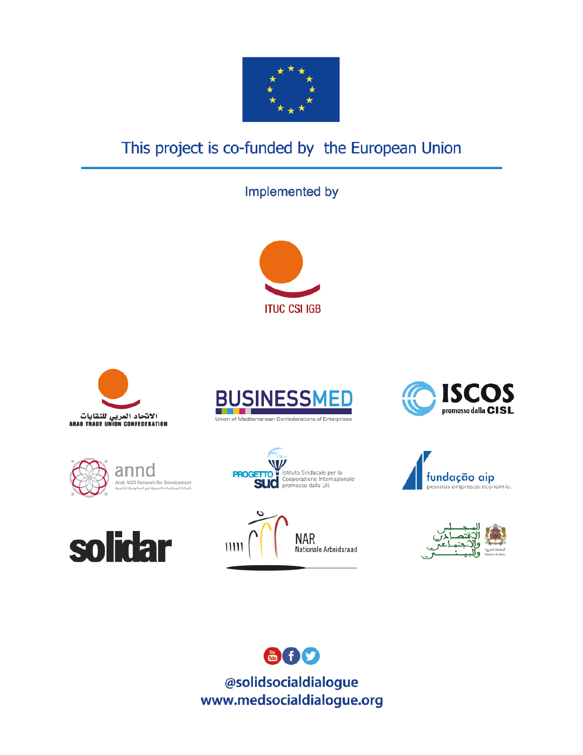This project is co-funded by the European Union

Implemented by

ITUC CSI IGB

الاتحاد العربي للنقابات
ARAB TRADE UNION CONFEDERATION

BUSINESSMED
Union of Mediterranean Confederations of Enterprises

ISCOS
promosso dalla CISL

annd
Arab NGO Network for Development
شبكة المنظمات العربية غير الحكومية للتنمية

PROGETTO SUD
Istituto Sindacale per la Cooperazione Internazionale promosso dalla UIL

fundação aip
pessoas.empresas.economia.

solidar

NAR
Nationale Arbeidsraad

المجلس الاقتصادي والاجتماعي والبيئي

@solidsocialdialogue
www.medsocialdialogue.org